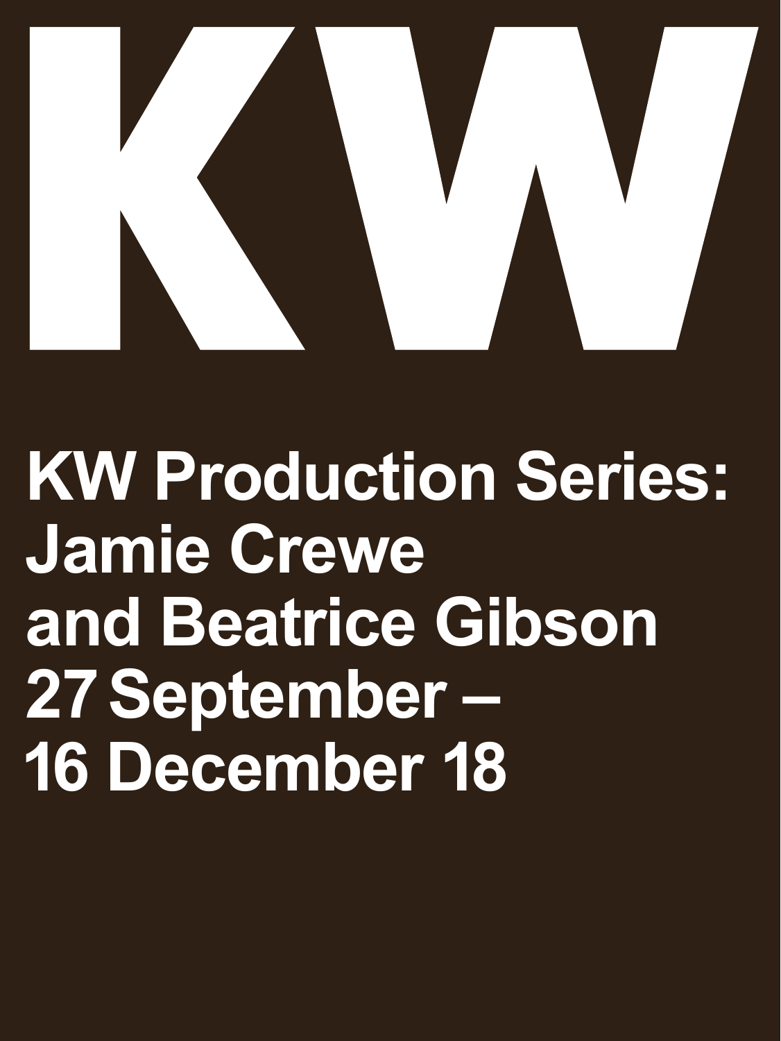# KW

## KW Production Series: Jamie Crewe and Beatrice Gibson 27 September – 16 December 18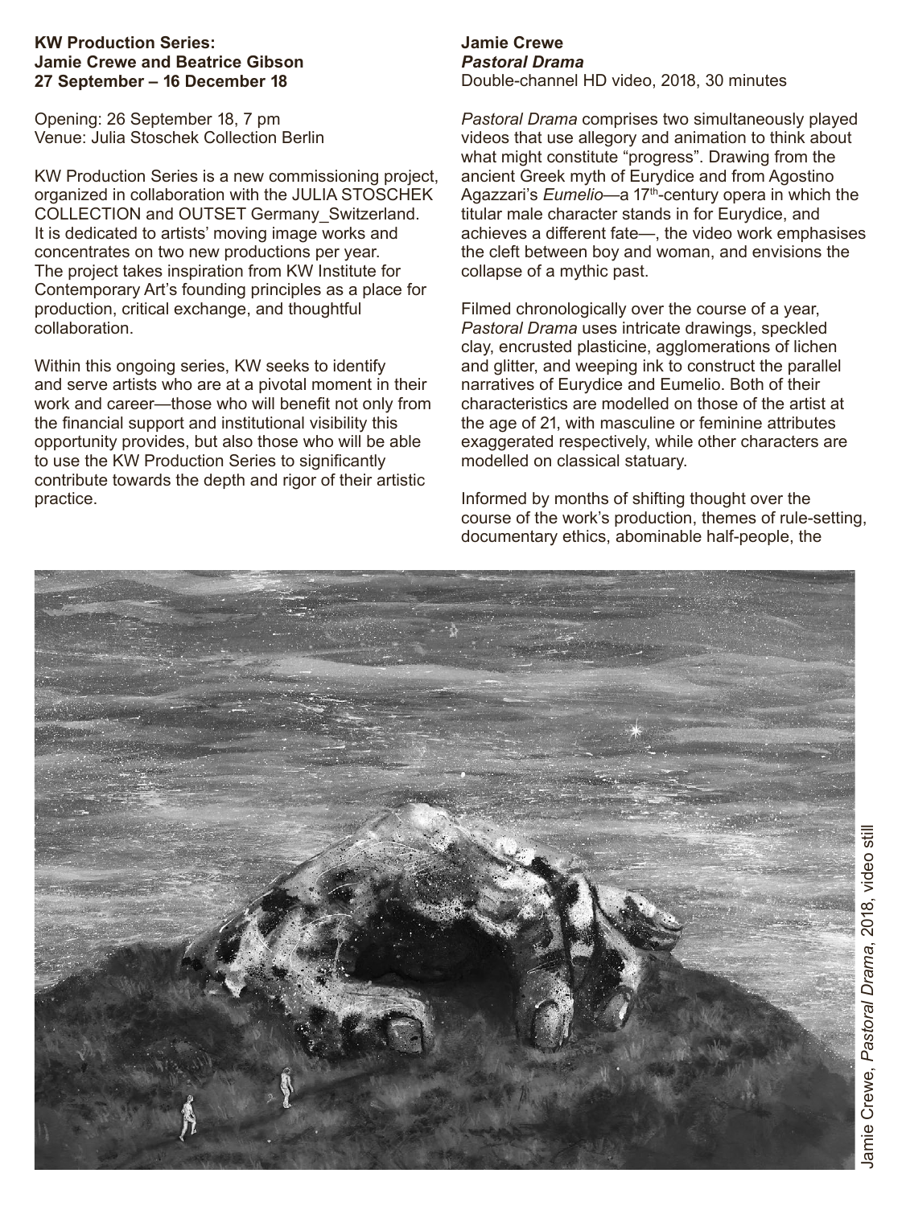**KW Production Series:**
**Jamie Crewe and Beatrice Gibson**
**27 September – 16 December 18**

Opening: 26 September 18, 7 pm
Venue: Julia Stoschek Collection Berlin

KW Production Series is a new commissioning project, organized in collaboration with the JULIA STOSCHEK COLLECTION and OUTSET Germany_Switzerland. It is dedicated to artists' moving image works and concentrates on two new productions per year. The project takes inspiration from KW Institute for Contemporary Art's founding principles as a place for production, critical exchange, and thoughtful collaboration.

Within this ongoing series, KW seeks to identify and serve artists who are at a pivotal moment in their work and career—those who will benefit not only from the financial support and institutional visibility this opportunity provides, but also those who will be able to use the KW Production Series to significantly contribute towards the depth and rigor of their artistic practice.

**Jamie Crewe**
***Pastoral Drama***
Double-channel HD video, 2018, 30 minutes

*Pastoral Drama* comprises two simultaneously played videos that use allegory and animation to think about what might constitute "progress". Drawing from the ancient Greek myth of Eurydice and from Agostino Agazzari's *Eumelio*—a 17th-century opera in which the titular male character stands in for Eurydice, and achieves a different fate—, the video work emphasises the cleft between boy and woman, and envisions the collapse of a mythic past.

Filmed chronologically over the course of a year, *Pastoral Drama* uses intricate drawings, speckled clay, encrusted plasticine, agglomerations of lichen and glitter, and weeping ink to construct the parallel narratives of Eurydice and Eumelio. Both of their characteristics are modelled on those of the artist at the age of 21, with masculine or feminine attributes exaggerated respectively, while other characters are modelled on classical statuary.

Informed by months of shifting thought over the course of the work's production, themes of rule-setting, documentary ethics, abominable half-people, the

Jamie Crewe, *Pastoral Drama*, 2018, video still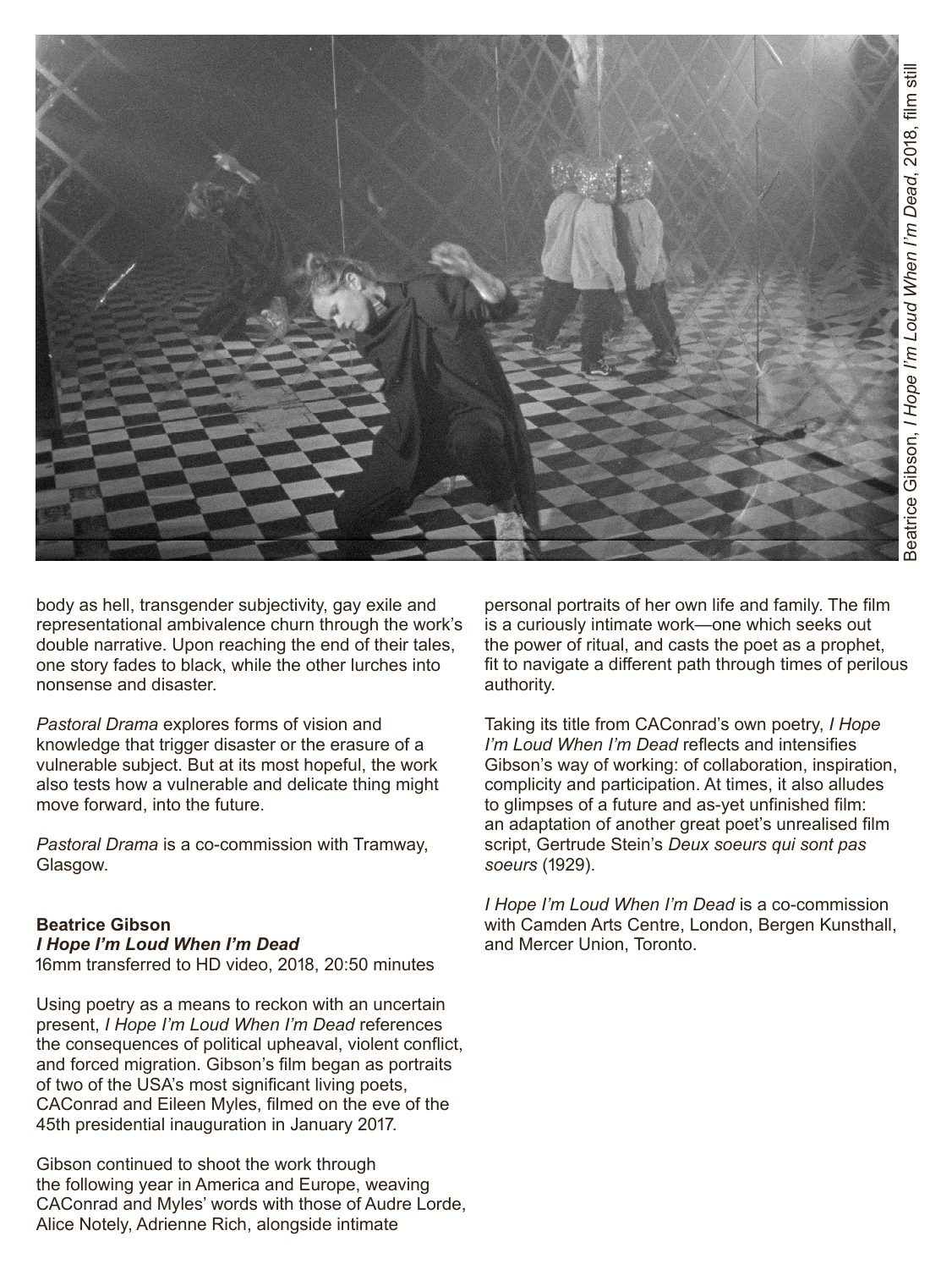Beatrice Gibson, *I Hope I'm Loud When I'm Dead*, 2018, film still

body as hell, transgender subjectivity, gay exile and representational ambivalence churn through the work's double narrative. Upon reaching the end of their tales, one story fades to black, while the other lurches into nonsense and disaster.

*Pastoral Drama* explores forms of vision and knowledge that trigger disaster or the erasure of a vulnerable subject. But at its most hopeful, the work also tests how a vulnerable and delicate thing might move forward, into the future.

*Pastoral Drama* is a co-commission with Tramway, Glasgow.

**Beatrice Gibson**
***I Hope I'm Loud When I'm Dead***
16mm transferred to HD video, 2018, 20:50 minutes

Using poetry as a means to reckon with an uncertain present, *I Hope I'm Loud When I'm Dead* references the consequences of political upheaval, violent conflict, and forced migration. Gibson's film began as portraits of two of the USA's most significant living poets, CAConrad and Eileen Myles, filmed on the eve of the 45th presidential inauguration in January 2017.

Gibson continued to shoot the work through the following year in America and Europe, weaving CAConrad and Myles' words with those of Audre Lorde, Alice Notely, Adrienne Rich, alongside intimate personal portraits of her own life and family. The film is a curiously intimate work—one which seeks out the power of ritual, and casts the poet as a prophet, fit to navigate a different path through times of perilous authority.

Taking its title from CAConrad's own poetry, *I Hope I'm Loud When I'm Dead* reflects and intensifies Gibson's way of working: of collaboration, inspiration, complicity and participation. At times, it also alludes to glimpses of a future and as-yet unfinished film: an adaptation of another great poet's unrealised film script, Gertrude Stein's *Deux soeurs qui sont pas soeurs* (1929).

*I Hope I'm Loud When I'm Dead* is a co-commission with Camden Arts Centre, London, Bergen Kunsthall, and Mercer Union, Toronto.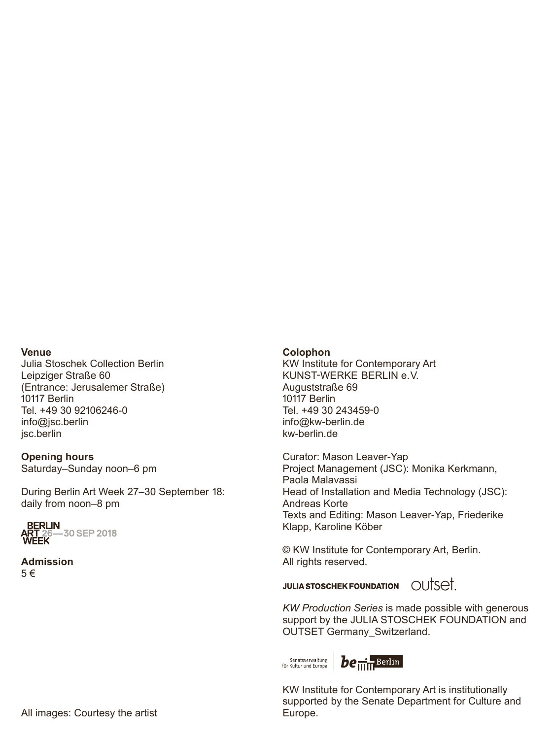**Venue**
Julia Stoschek Collection Berlin
Leipziger Straße 60
(Entrance: Jerusalemer Straße)
10117 Berlin
Tel. +49 30 92106246-0
info@jsc.berlin
jsc.berlin

**Opening hours**
Saturday–Sunday noon–6 pm

During Berlin Art Week 27–30 September 18:
daily from noon–8 pm

BERLIN ART WEEK 26—30 SEP 2018

**Admission**
5 €

All images: Courtesy the artist

**Colophon**
KW Institute for Contemporary Art
KUNST-WERKE BERLIN e.V.
Auguststraße 69
10117 Berlin
Tel. +49 30 243459-0
info@kw-berlin.de
kw-berlin.de

Curator: Mason Leaver-Yap
Project Management (JSC): Monika Kerkmann, Paola Malavassi
Head of Installation and Media Technology (JSC): Andreas Korte
Texts and Editing: Mason Leaver-Yap, Friederike Klapp, Karoline Köber

© KW Institute for Contemporary Art, Berlin.
All rights reserved.

JULIA STOSCHEK FOUNDATION outset.

*KW Production Series* is made possible with generous support by the JULIA STOSCHEK FOUNDATION and OUTSET Germany_Switzerland.

Senatsverwaltung für Kultur und Europa | be Berlin

KW Institute for Contemporary Art is institutionally supported by the Senate Department for Culture and Europe.